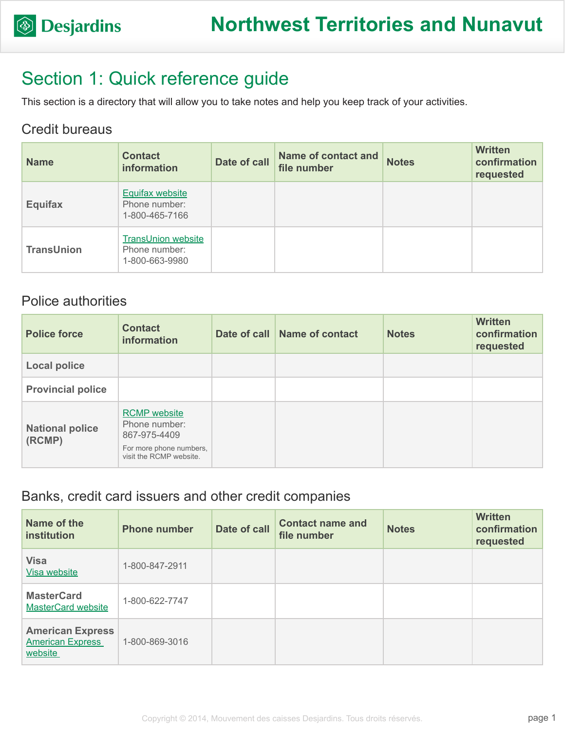# Northwest Territories and Nunavut

## Section 1: Quick reference guide

This section is a directory that will allow you to take notes and help you keep track of your activities.

### Credit bureaus

| Name | Contact information | Date of call | Name of contact and file number | Notes | Written confirmation requested |
|---|---|---|---|---|---|
| **Equifax** | Equifax website<br>Phone number:<br>1-800-465-7166 | | | | |
| **TransUnion** | TransUnion website<br>Phone number:<br>1-800-663-9980 | | | | |

### Police authorities

| Police force | Contact information | Date of call | Name of contact | Notes | Written confirmation requested |
|---|---|---|---|---|---|
| **Local police** | | | | | |
| **Provincial police** | | | | | |
| **National police (RCMP)** | RCMP website<br>Phone number:<br>867-975-4409<br>For more phone numbers, visit the RCMP website. | | | | |

### Banks, credit card issuers and other credit companies

| Name of the institution | Phone number | Date of call | Contact name and file number | Notes | Written confirmation requested |
|---|---|---|---|---|---|
| **Visa**<br>Visa website | 1-800-847-2911 | | | | |
| **MasterCard**<br>MasterCard website | 1-800-622-7747 | | | | |
| **American Express**<br>American Express website | 1-800-869-3016 | | | | |

Copyright © 2014, Mouvement des caisses Desjardins. Tous droits réservés.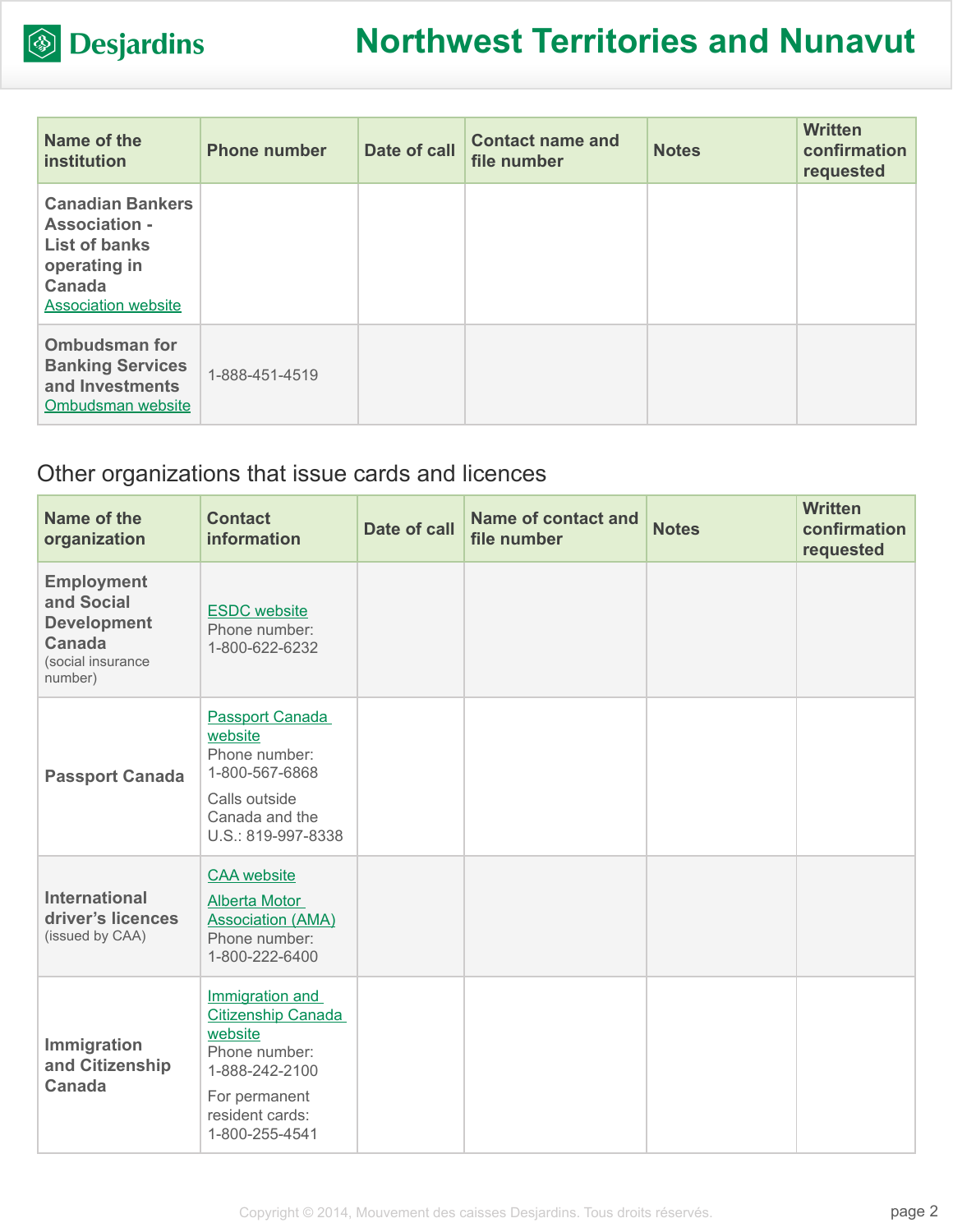| Name of the institution | Phone number | Date of call | Contact name and file number | Notes | Written confirmation requested |
|---|---|---|---|---|---|
| **Canadian Bankers Association - List of banks operating in Canada** Association website | | | | | |
| **Ombudsman for Banking Services and Investments** Ombudsman website | 1-888-451-4519 | | | | |

## Other organizations that issue cards and licences

| Name of the organization | Contact information | Date of call | Name of contact and file number | Notes | Written confirmation requested |
|---|---|---|---|---|---|
| **Employment and Social Development Canada** (social insurance number) | ESDC website Phone number: 1-800-622-6232 | | | | |
| **Passport Canada** | Passport Canada website Phone number: 1-800-567-6868 Calls outside Canada and the U.S.: 819-997-8338 | | | | |
| **International driver's licences** (issued by CAA) | CAA website Alberta Motor Association (AMA) Phone number: 1-800-222-6400 | | | | |
| **Immigration and Citizenship Canada** | Immigration and Citizenship Canada website Phone number: 1-888-242-2100 For permanent resident cards: 1-800-255-4541 | | | | |

Copyright © 2014, Mouvement des caisses Desjardins. Tous droits réservés.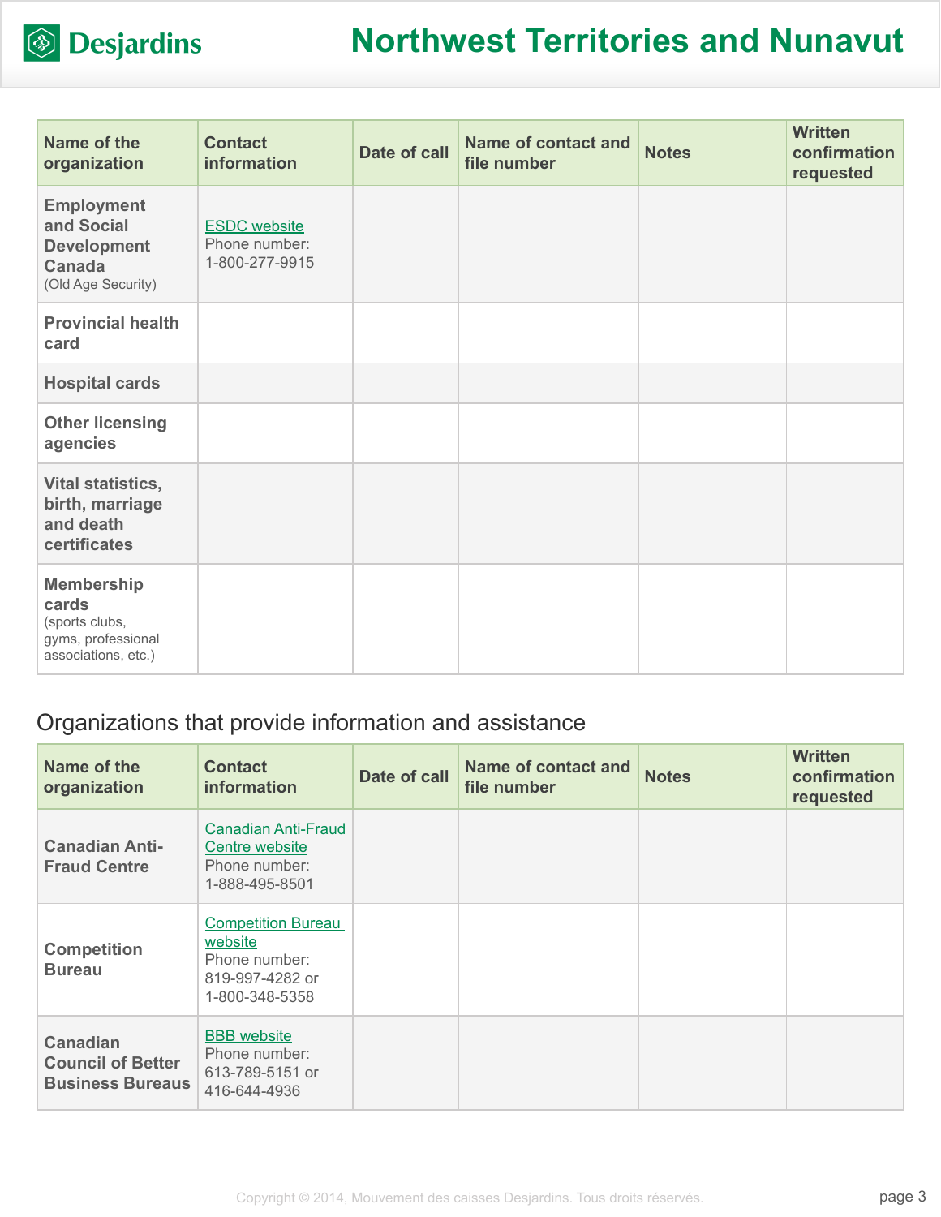| Name of the organization | Contact information | Date of call | Name of contact and file number | Notes | Written confirmation requested |
|---|---|---|---|---|---|
| **Employment and Social Development Canada** (Old Age Security) | ESDC website Phone number: 1-800-277-9915 | | | | |
| **Provincial health card** | | | | | |
| **Hospital cards** | | | | | |
| **Other licensing agencies** | | | | | |
| **Vital statistics, birth, marriage and death certificates** | | | | | |
| **Membership cards** (sports clubs, gyms, professional associations, etc.) | | | | | |

## Organizations that provide information and assistance

| Name of the organization | Contact information | Date of call | Name of contact and file number | Notes | Written confirmation requested |
|---|---|---|---|---|---|
| **Canadian Anti-Fraud Centre** | Canadian Anti-Fraud Centre website Phone number: 1-888-495-8501 | | | | |
| **Competition Bureau** | Competition Bureau website Phone number: 819-997-4282 or 1-800-348-5358 | | | | |
| **Canadian Council of Better Business Bureaus** | BBB website Phone number: 613-789-5151 or 416-644-4936 | | | | |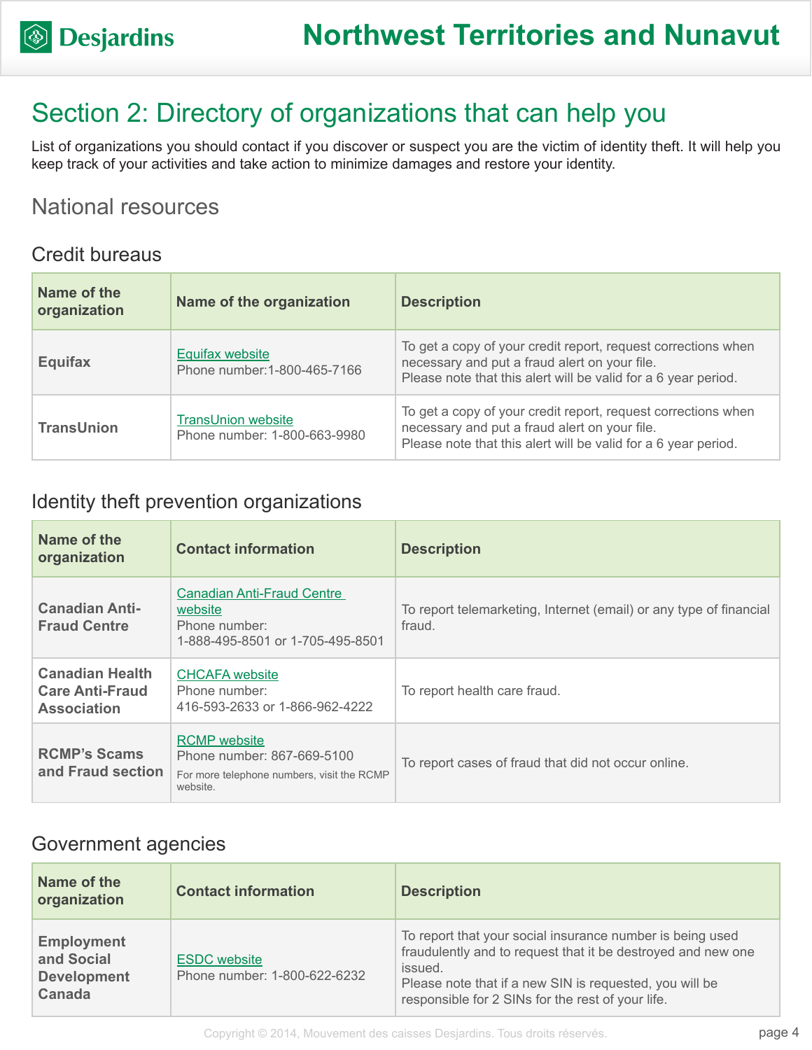## Section 2: Directory of organizations that can help you

List of organizations you should contact if you discover or suspect you are the victim of identity theft. It will help you keep track of your activities and take action to minimize damages and restore your identity.

### National resources

#### Credit bureaus

| Name of the organization | Name of the organization | Description |
|---|---|---|
| **Equifax** | Equifax website<br>Phone number:1-800-465-7166 | To get a copy of your credit report, request corrections when necessary and put a fraud alert on your file.<br>Please note that this alert will be valid for a 6 year period. |
| **TransUnion** | TransUnion website<br>Phone number: 1-800-663-9980 | To get a copy of your credit report, request corrections when necessary and put a fraud alert on your file.<br>Please note that this alert will be valid for a 6 year period. |

#### Identity theft prevention organizations

| Name of the organization | Contact information | Description |
|---|---|---|
| **Canadian Anti-Fraud Centre** | Canadian Anti-Fraud Centre website<br>Phone number:<br>1-888-495-8501 or 1-705-495-8501 | To report telemarketing, Internet (email) or any type of financial fraud. |
| **Canadian Health Care Anti-Fraud Association** | CHCAFA website<br>Phone number:<br>416-593-2633 or 1-866-962-4222 | To report health care fraud. |
| **RCMP's Scams and Fraud section** | RCMP website<br>Phone number: 867-669-5100<br>For more telephone numbers, visit the RCMP website. | To report cases of fraud that did not occur online. |

#### Government agencies

| Name of the organization | Contact information | Description |
|---|---|---|
| **Employment and Social Development Canada** | ESDC website<br>Phone number: 1-800-622-6232 | To report that your social insurance number is being used fraudulently and to request that it be destroyed and new one issued.<br>Please note that if a new SIN is requested, you will be responsible for 2 SINs for the rest of your life. |

Copyright © 2014, Mouvement des caisses Desjardins. Tous droits réservés.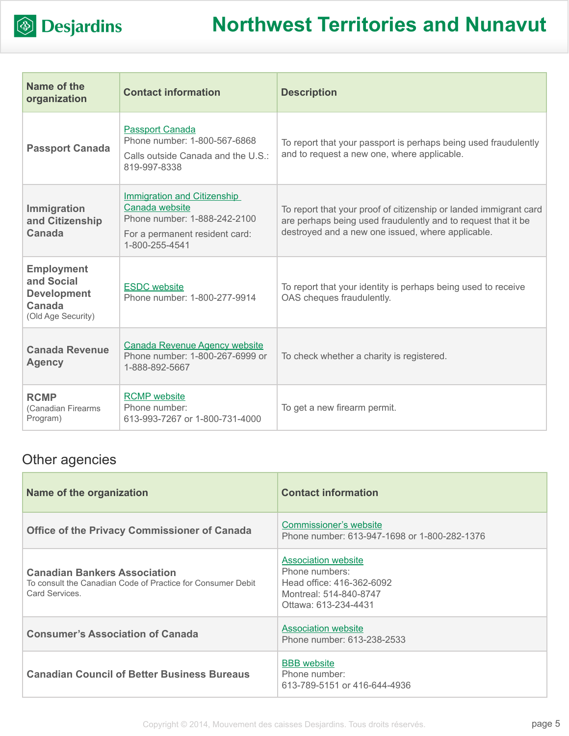| Name of the organization | Contact information | Description |
|---|---|---|
| **Passport Canada** | Passport Canada<br>Phone number: 1-800-567-6868<br>Calls outside Canada and the U.S.: 819-997-8338 | To report that your passport is perhaps being used fraudulently and to request a new one, where applicable. |
| **Immigration and Citizenship Canada** | Immigration and Citizenship Canada website<br>Phone number: 1-888-242-2100<br>For a permanent resident card: 1-800-255-4541 | To report that your proof of citizenship or landed immigrant card are perhaps being used fraudulently and to request that it be destroyed and a new one issued, where applicable. |
| **Employment and Social Development Canada** (Old Age Security) | ESDC website<br>Phone number: 1-800-277-9914 | To report that your identity is perhaps being used to receive OAS cheques fraudulently. |
| **Canada Revenue Agency** | Canada Revenue Agency website<br>Phone number: 1-800-267-6999 or 1-888-892-5667 | To check whether a charity is registered. |
| **RCMP** (Canadian Firearms Program) | RCMP website<br>Phone number: 613-993-7267 or 1-800-731-4000 | To get a new firearm permit. |

## Other agencies

| Name of the organization | Contact information |
|---|---|
| **Office of the Privacy Commissioner of Canada** | Commissioner's website<br>Phone number: 613-947-1698 or 1-800-282-1376 |
| **Canadian Bankers Association**<br>To consult the Canadian Code of Practice for Consumer Debit Card Services. | Association website<br>Phone numbers:<br>Head office: 416-362-6092<br>Montreal: 514-840-8747<br>Ottawa: 613-234-4431 |
| **Consumer's Association of Canada** | Association website<br>Phone number: 613-238-2533 |
| **Canadian Council of Better Business Bureaus** | BBB website<br>Phone number:<br>613-789-5151 or 416-644-4936 |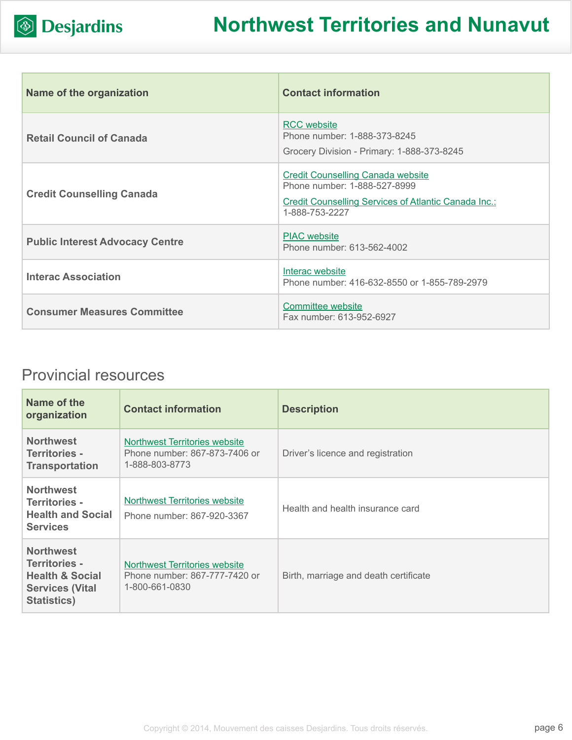| Name of the organization | Contact information |
| --- | --- |
| Retail Council of Canada | RCC website<br>Phone number: 1-888-373-8245<br>Grocery Division - Primary: 1-888-373-8245 |
| Credit Counselling Canada | Credit Counselling Canada website<br>Phone number: 1-888-527-8999<br>Credit Counselling Services of Atlantic Canada Inc.:<br>1-888-753-2227 |
| Public Interest Advocacy Centre | PIAC website<br>Phone number: 613-562-4002 |
| Interac Association | Interac website<br>Phone number: 416-632-8550 or 1-855-789-2979 |
| Consumer Measures Committee | Committee website<br>Fax number: 613-952-6927 |

## Provincial resources

| Name of the organization | Contact information | Description |
| --- | --- | --- |
| Northwest Territories - Transportation | Northwest Territories website<br>Phone number: 867-873-7406 or 1-888-803-8773 | Driver's licence and registration |
| Northwest Territories - Health and Social Services | Northwest Territories website<br>Phone number: 867-920-3367 | Health and health insurance card |
| Northwest Territories - Health & Social Services (Vital Statistics) | Northwest Territories website<br>Phone number: 867-777-7420 or 1-800-661-0830 | Birth, marriage and death certificate |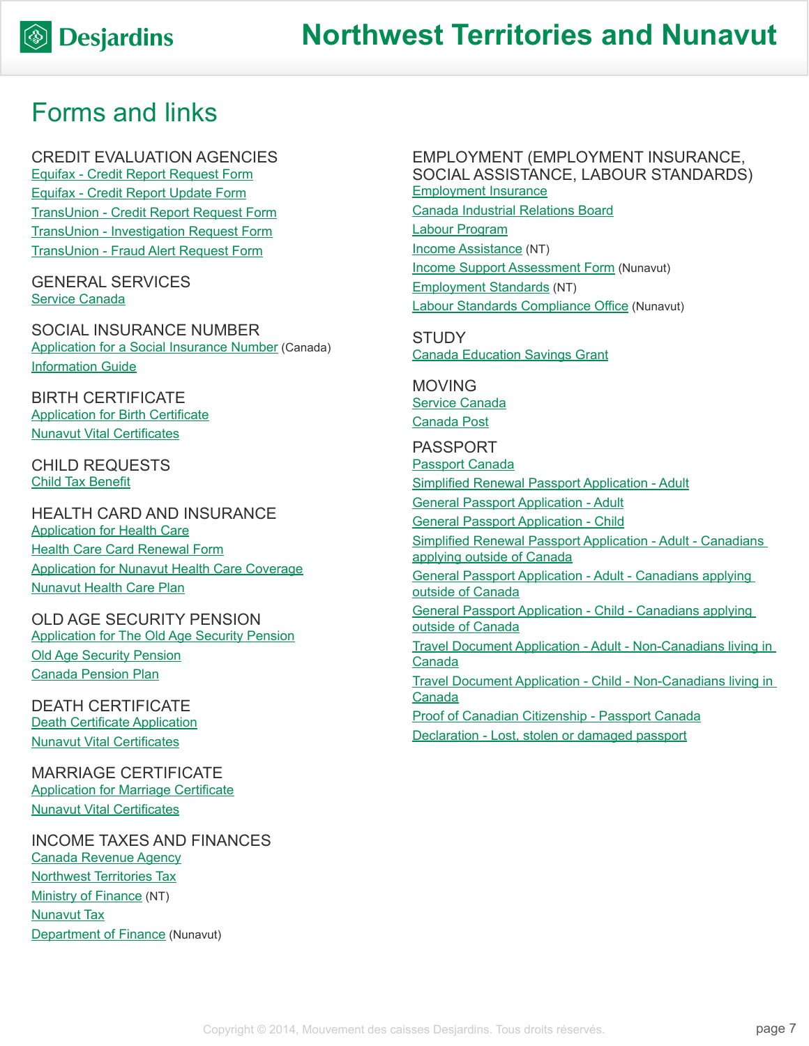# Northwest Territories and Nunavut

## Forms and links

### CREDIT EVALUATION AGENCIES

Equifax - Credit Report Request Form
Equifax - Credit Report Update Form
TransUnion - Credit Report Request Form
TransUnion - Investigation Request Form
TransUnion - Fraud Alert Request Form

### GENERAL SERVICES

Service Canada

### SOCIAL INSURANCE NUMBER

Application for a Social Insurance Number (Canada)
Information Guide

### BIRTH CERTIFICATE

Application for Birth Certificate
Nunavut Vital Certificates

### CHILD REQUESTS

Child Tax Benefit

### HEALTH CARD AND INSURANCE

Application for Health Care
Health Care Card Renewal Form
Application for Nunavut Health Care Coverage
Nunavut Health Care Plan

### OLD AGE SECURITY PENSION

Application for The Old Age Security Pension
Old Age Security Pension
Canada Pension Plan

### DEATH CERTIFICATE

Death Certificate Application
Nunavut Vital Certificates

### MARRIAGE CERTIFICATE

Application for Marriage Certificate
Nunavut Vital Certificates

### INCOME TAXES AND FINANCES

Canada Revenue Agency
Northwest Territories Tax
Ministry of Finance (NT)
Nunavut Tax
Department of Finance (Nunavut)

### EMPLOYMENT (EMPLOYMENT INSURANCE, SOCIAL ASSISTANCE, LABOUR STANDARDS)

Employment Insurance
Canada Industrial Relations Board
Labour Program
Income Assistance (NT)
Income Support Assessment Form (Nunavut)
Employment Standards (NT)
Labour Standards Compliance Office (Nunavut)

### STUDY

Canada Education Savings Grant

### MOVING

Service Canada
Canada Post

### PASSPORT

Passport Canada
Simplified Renewal Passport Application - Adult
General Passport Application - Adult
General Passport Application - Child
Simplified Renewal Passport Application - Adult - Canadians applying outside of Canada
General Passport Application - Adult - Canadians applying outside of Canada
General Passport Application - Child - Canadians applying outside of Canada
Travel Document Application - Adult - Non-Canadians living in Canada
Travel Document Application - Child - Non-Canadians living in Canada
Proof of Canadian Citizenship - Passport Canada
Declaration - Lost, stolen or damaged passport

Copyright © 2014, Mouvement des caisses Desjardins. Tous droits réservés.